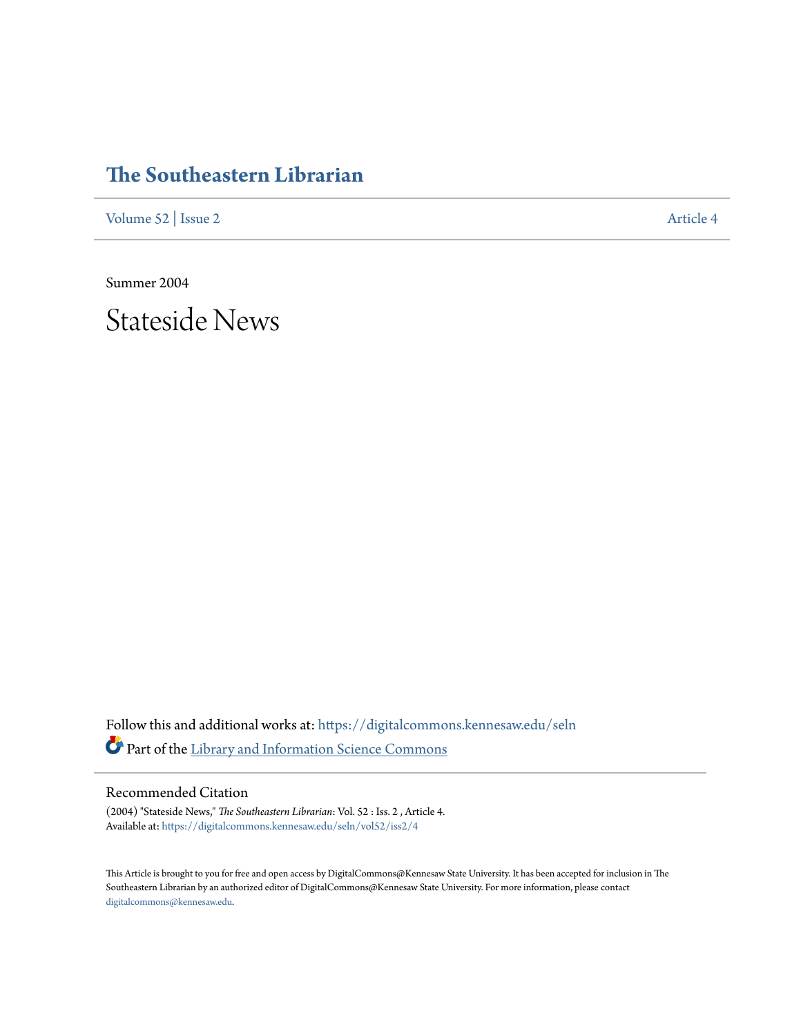# The Southeastern Librarian

Volume 52 | Issue 2 Article 4

Summer 2004

# Stateside News

Follow this and additional works at: https://digitalcommons.kennesaw.edu/seln

Part of the Library and Information Science Commons

## Recommended Citation

(2004) "Stateside News," *The Southeastern Librarian*: Vol. 52 : Iss. 2 , Article 4.
Available at: https://digitalcommons.kennesaw.edu/seln/vol52/iss2/4

This Article is brought to you for free and open access by DigitalCommons@Kennesaw State University. It has been accepted for inclusion in The Southeastern Librarian by an authorized editor of DigitalCommons@Kennesaw State University. For more information, please contact digitalcommons@kennesaw.edu.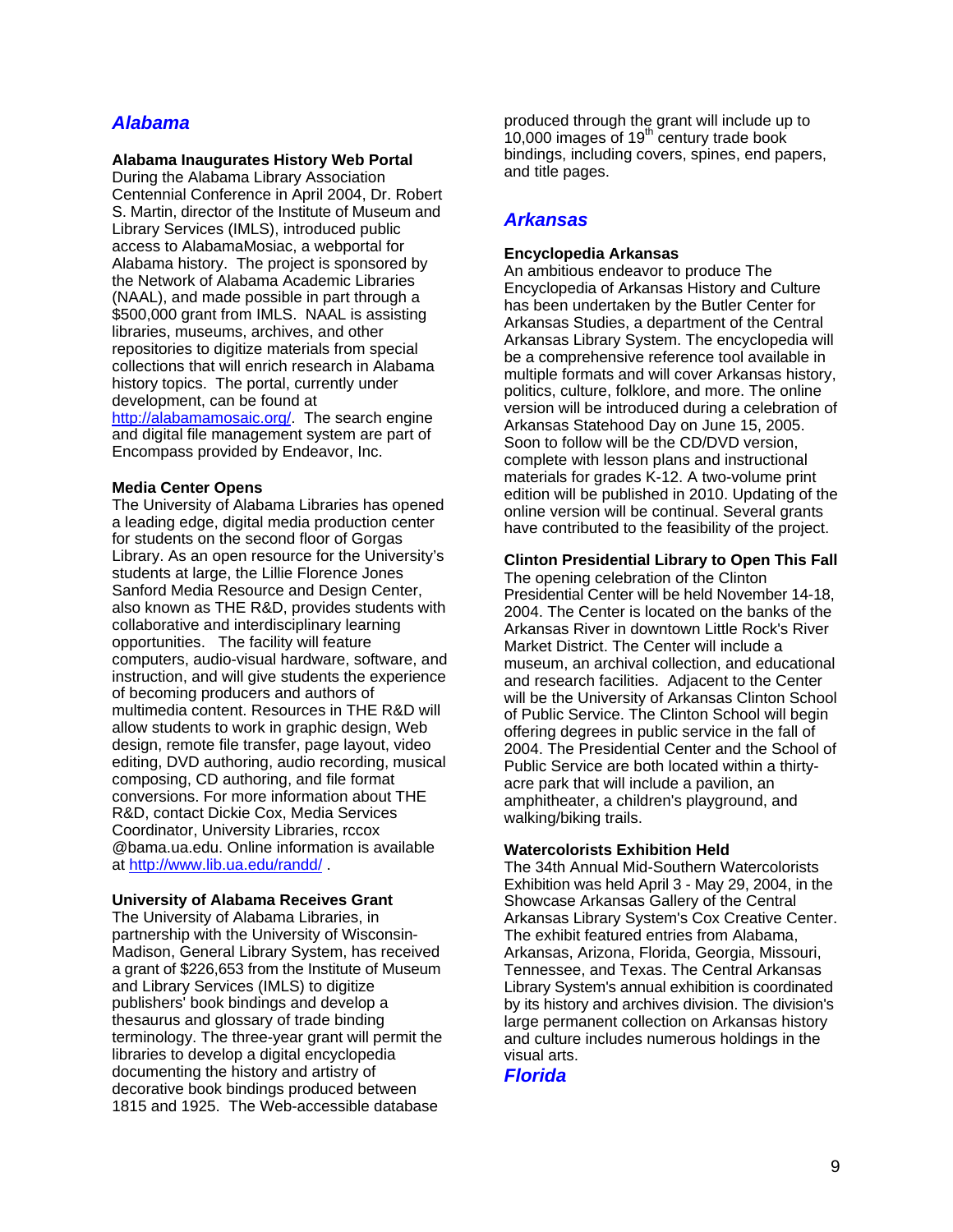## *Alabama*

**Alabama Inaugurates History Web Portal**
During the Alabama Library Association Centennial Conference in April 2004, Dr. Robert S. Martin, director of the Institute of Museum and Library Services (IMLS), introduced public access to AlabamaMosiac, a webportal for Alabama history. The project is sponsored by the Network of Alabama Academic Libraries (NAAL), and made possible in part through a $500,000 grant from IMLS. NAAL is assisting libraries, museums, archives, and other repositories to digitize materials from special collections that will enrich research in Alabama history topics. The portal, currently under development, can be found at http://alabamamosaic.org/. The search engine and digital file management system are part of Encompass provided by Endeavor, Inc.

**Media Center Opens**
The University of Alabama Libraries has opened a leading edge, digital media production center for students on the second floor of Gorgas Library. As an open resource for the University's students at large, the Lillie Florence Jones Sanford Media Resource and Design Center, also known as THE R&D, provides students with collaborative and interdisciplinary learning opportunities. The facility will feature computers, audio-visual hardware, software, and instruction, and will give students the experience of becoming producers and authors of multimedia content. Resources in THE R&D will allow students to work in graphic design, Web design, remote file transfer, page layout, video editing, DVD authoring, audio recording, musical composing, CD authoring, and file format conversions. For more information about THE R&D, contact Dickie Cox, Media Services Coordinator, University Libraries, rccox @bama.ua.edu. Online information is available at http://www.lib.ua.edu/randd/ .

**University of Alabama Receives Grant**
The University of Alabama Libraries, in partnership with the University of Wisconsin-Madison, General Library System, has received a grant of $226,653 from the Institute of Museum and Library Services (IMLS) to digitize publishers' book bindings and develop a thesaurus and glossary of trade binding terminology. The three-year grant will permit the libraries to develop a digital encyclopedia documenting the history and artistry of decorative book bindings produced between 1815 and 1925. The Web-accessible database produced through the grant will include up to 10,000 images of 19th century trade book bindings, including covers, spines, end papers, and title pages.

## *Arkansas*

**Encyclopedia Arkansas**
An ambitious endeavor to produce The Encyclopedia of Arkansas History and Culture has been undertaken by the Butler Center for Arkansas Studies, a department of the Central Arkansas Library System. The encyclopedia will be a comprehensive reference tool available in multiple formats and will cover Arkansas history, politics, culture, folklore, and more. The online version will be introduced during a celebration of Arkansas Statehood Day on June 15, 2005. Soon to follow will be the CD/DVD version, complete with lesson plans and instructional materials for grades K-12. A two-volume print edition will be published in 2010. Updating of the online version will be continual. Several grants have contributed to the feasibility of the project.

**Clinton Presidential Library to Open This Fall**
The opening celebration of the Clinton Presidential Center will be held November 14-18, 2004. The Center is located on the banks of the Arkansas River in downtown Little Rock's River Market District. The Center will include a museum, an archival collection, and educational and research facilities. Adjacent to the Center will be the University of Arkansas Clinton School of Public Service. The Clinton School will begin offering degrees in public service in the fall of 2004. The Presidential Center and the School of Public Service are both located within a thirty-acre park that will include a pavilion, an amphitheater, a children's playground, and walking/biking trails.

**Watercolorists Exhibition Held**
The 34th Annual Mid-Southern Watercolorists Exhibition was held April 3 - May 29, 2004, in the Showcase Arkansas Gallery of the Central Arkansas Library System's Cox Creative Center. The exhibit featured entries from Alabama, Arkansas, Arizona, Florida, Georgia, Missouri, Tennessee, and Texas. The Central Arkansas Library System's annual exhibition is coordinated by its history and archives division. The division's large permanent collection on Arkansas history and culture includes numerous holdings in the visual arts.

## *Florida*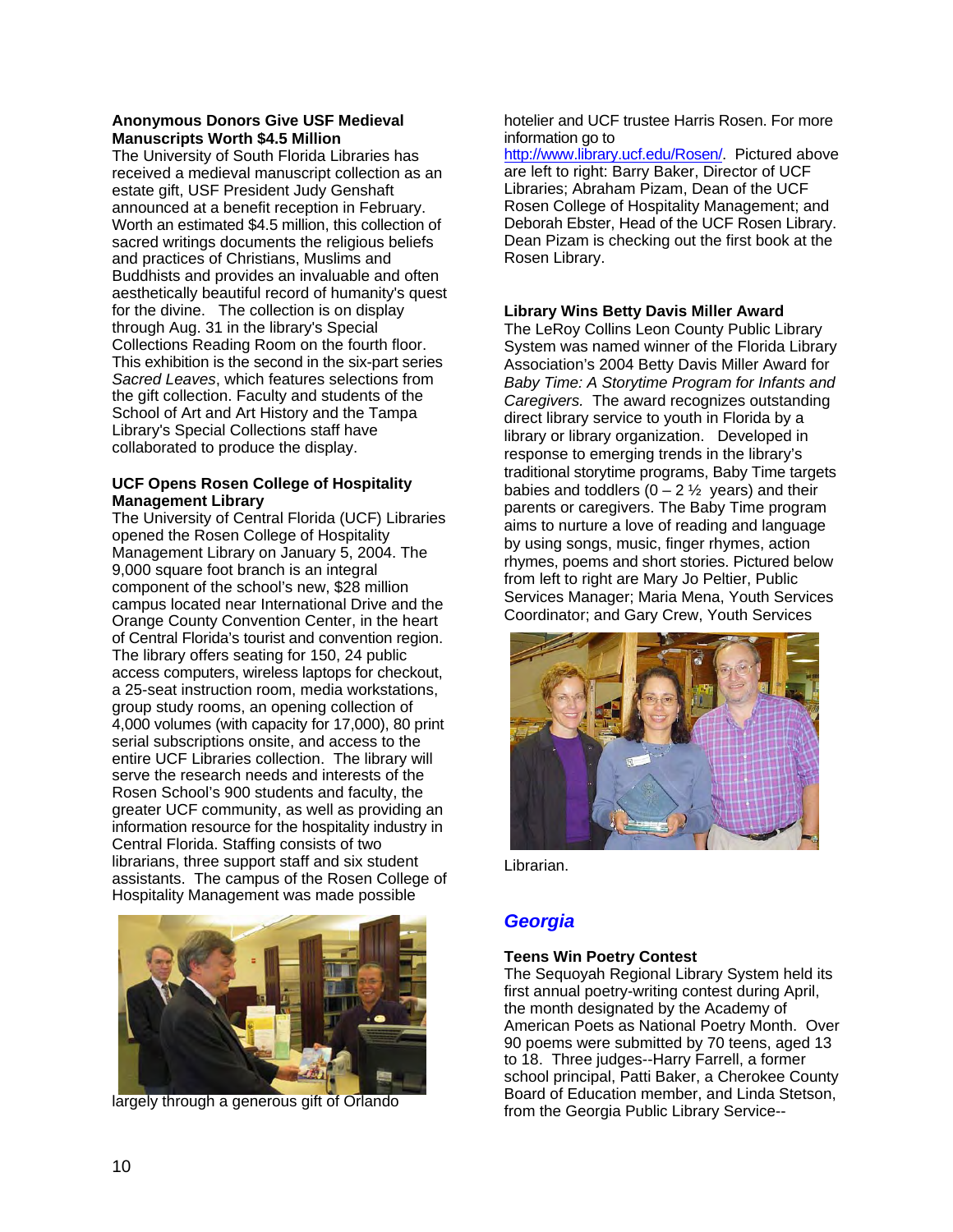**Anonymous Donors Give USF Medieval Manuscripts Worth $4.5 Million**

The University of South Florida Libraries has received a medieval manuscript collection as an estate gift, USF President Judy Genshaft announced at a benefit reception in February. Worth an estimated $4.5 million, this collection of sacred writings documents the religious beliefs and practices of Christians, Muslims and Buddhists and provides an invaluable and often aesthetically beautiful record of humanity's quest for the divine. The collection is on display through Aug. 31 in the library's Special Collections Reading Room on the fourth floor. This exhibition is the second in the six-part series *Sacred Leaves*, which features selections from the gift collection. Faculty and students of the School of Art and Art History and the Tampa Library's Special Collections staff have collaborated to produce the display.

**UCF Opens Rosen College of Hospitality Management Library**

The University of Central Florida (UCF) Libraries opened the Rosen College of Hospitality Management Library on January 5, 2004. The 9,000 square foot branch is an integral component of the school's new, $28 million campus located near International Drive and the Orange County Convention Center, in the heart of Central Florida's tourist and convention region. The library offers seating for 150, 24 public access computers, wireless laptops for checkout, a 25-seat instruction room, media workstations, group study rooms, an opening collection of 4,000 volumes (with capacity for 17,000), 80 print serial subscriptions onsite, and access to the entire UCF Libraries collection. The library will serve the research needs and interests of the Rosen School's 900 students and faculty, the greater UCF community, as well as providing an information resource for the hospitality industry in Central Florida. Staffing consists of two librarians, three support staff and six student assistants. The campus of the Rosen College of Hospitality Management was made possible largely through a generous gift of Orlando hotelier and UCF trustee Harris Rosen. For more information go to http://www.library.ucf.edu/Rosen/. Pictured above are left to right: Barry Baker, Director of UCF Libraries; Abraham Pizam, Dean of the UCF Rosen College of Hospitality Management; and Deborah Ebster, Head of the UCF Rosen Library. Dean Pizam is checking out the first book at the Rosen Library.

**Library Wins Betty Davis Miller Award**

The LeRoy Collins Leon County Public Library System was named winner of the Florida Library Association's 2004 Betty Davis Miller Award for *Baby Time: A Storytime Program for Infants and Caregivers.* The award recognizes outstanding direct library service to youth in Florida by a library or library organization. Developed in response to emerging trends in the library's traditional storytime programs, Baby Time targets babies and toddlers (0 – 2 ½ years) and their parents or caregivers. The Baby Time program aims to nurture a love of reading and language by using songs, music, finger rhymes, action rhymes, poems and short stories. Pictured below from left to right are Mary Jo Peltier, Public Services Manager; Maria Mena, Youth Services Coordinator; and Gary Crew, Youth Services Librarian.

## *Georgia*

**Teens Win Poetry Contest**

The Sequoyah Regional Library System held its first annual poetry-writing contest during April, the month designated by the Academy of American Poets as National Poetry Month. Over 90 poems were submitted by 70 teens, aged 13 to 18. Three judges--Harry Farrell, a former school principal, Patti Baker, a Cherokee County Board of Education member, and Linda Stetson, from the Georgia Public Library Service--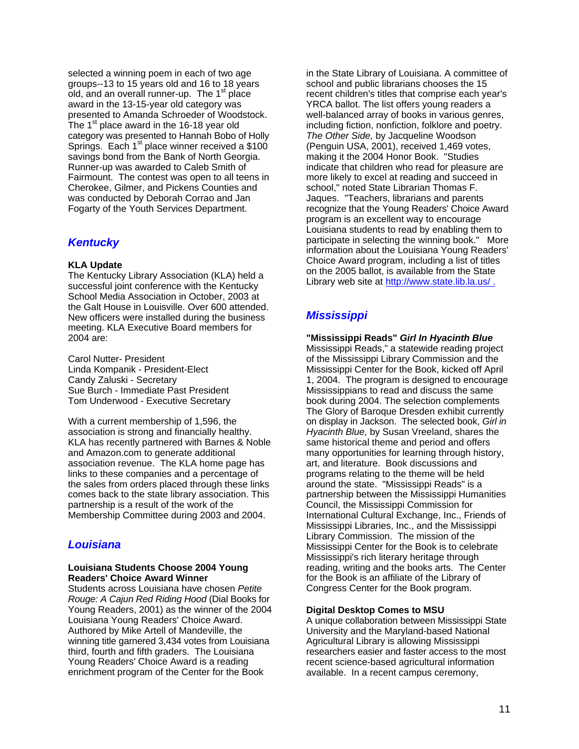selected a winning poem in each of two age groups--13 to 15 years old and 16 to 18 years old, and an overall runner-up. The 1st place award in the 13-15-year old category was presented to Amanda Schroeder of Woodstock. The 1st place award in the 16-18 year old category was presented to Hannah Bobo of Holly Springs. Each 1st place winner received a $100 savings bond from the Bank of North Georgia. Runner-up was awarded to Caleb Smith of Fairmount. The contest was open to all teens in Cherokee, Gilmer, and Pickens Counties and was conducted by Deborah Corrao and Jan Fogarty of the Youth Services Department.

## *Kentucky*

**KLA Update**

The Kentucky Library Association (KLA) held a successful joint conference with the Kentucky School Media Association in October, 2003 at the Galt House in Louisville. Over 600 attended. New officers were installed during the business meeting. KLA Executive Board members for 2004 are:

Carol Nutter- President
Linda Kompanik - President-Elect
Candy Zaluski - Secretary
Sue Burch - Immediate Past President
Tom Underwood - Executive Secretary

With a current membership of 1,596, the association is strong and financially healthy. KLA has recently partnered with Barnes & Noble and Amazon.com to generate additional association revenue. The KLA home page has links to these companies and a percentage of the sales from orders placed through these links comes back to the state library association. This partnership is a result of the work of the Membership Committee during 2003 and 2004.

## *Louisiana*

**Louisiana Students Choose 2004 Young Readers' Choice Award Winner**

Students across Louisiana have chosen *Petite Rouge: A Cajun Red Riding Hood* (Dial Books for Young Readers, 2001) as the winner of the 2004 Louisiana Young Readers' Choice Award. Authored by Mike Artell of Mandeville, the winning title garnered 3,434 votes from Louisiana third, fourth and fifth graders. The Louisiana Young Readers' Choice Award is a reading enrichment program of the Center for the Book in the State Library of Louisiana. A committee of school and public librarians chooses the 15 recent children's titles that comprise each year's YRCA ballot. The list offers young readers a well-balanced array of books in various genres, including fiction, nonfiction, folklore and poetry. *The Other Side,* by Jacqueline Woodson (Penguin USA, 2001), received 1,469 votes, making it the 2004 Honor Book. "Studies indicate that children who read for pleasure are more likely to excel at reading and succeed in school," noted State Librarian Thomas F. Jaques. "Teachers, librarians and parents recognize that the Young Readers' Choice Award program is an excellent way to encourage Louisiana students to read by enabling them to participate in selecting the winning book." More information about the Louisiana Young Readers' Choice Award program, including a list of titles on the 2005 ballot, is available from the State Library web site at http://www.state.lib.la.us/ .

## *Mississippi*

**"Mississippi Reads"** ***Girl In Hyacinth Blue***

Mississippi Reads," a statewide reading project of the Mississippi Library Commission and the Mississippi Center for the Book, kicked off April 1, 2004. The program is designed to encourage Mississippians to read and discuss the same book during 2004. The selection complements The Glory of Baroque Dresden exhibit currently on display in Jackson. The selected book, *Girl in Hyacinth Blue,* by Susan Vreeland, shares the same historical theme and period and offers many opportunities for learning through history, art, and literature. Book discussions and programs relating to the theme will be held around the state. "Mississippi Reads" is a partnership between the Mississippi Humanities Council, the Mississippi Commission for International Cultural Exchange, Inc., Friends of Mississippi Libraries, Inc., and the Mississippi Library Commission. The mission of the Mississippi Center for the Book is to celebrate Mississippi's rich literary heritage through reading, writing and the books arts. The Center for the Book is an affiliate of the Library of Congress Center for the Book program.

**Digital Desktop Comes to MSU**

A unique collaboration between Mississippi State University and the Maryland-based National Agricultural Library is allowing Mississippi researchers easier and faster access to the most recent science-based agricultural information available. In a recent campus ceremony,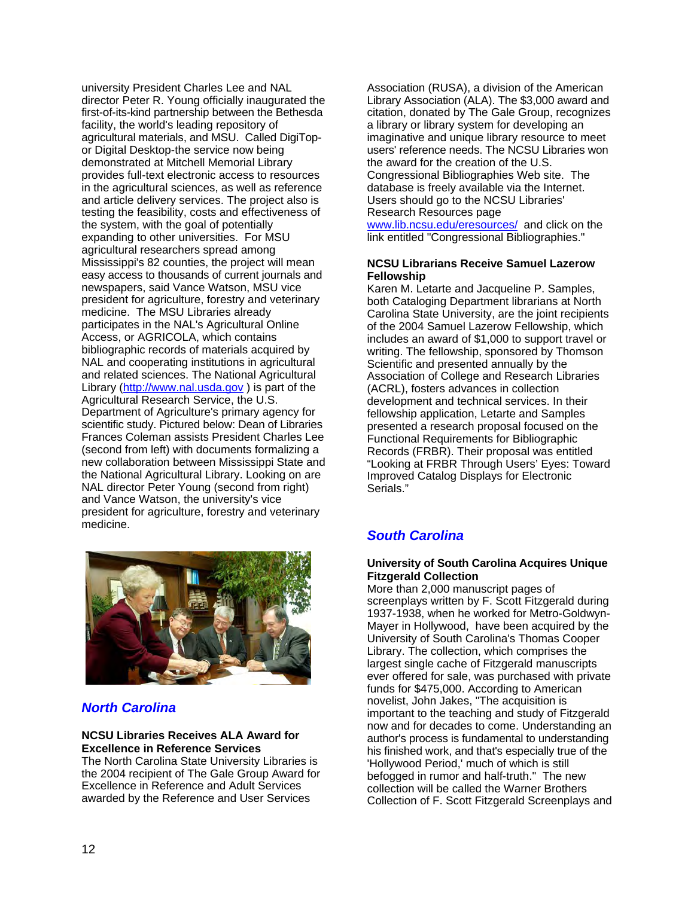university President Charles Lee and NAL director Peter R. Young officially inaugurated the first-of-its-kind partnership between the Bethesda facility, the world's leading repository of agricultural materials, and MSU. Called DigiTop- or Digital Desktop-the service now being demonstrated at Mitchell Memorial Library provides full-text electronic access to resources in the agricultural sciences, as well as reference and article delivery services. The project also is testing the feasibility, costs and effectiveness of the system, with the goal of potentially expanding to other universities. For MSU agricultural researchers spread among Mississippi's 82 counties, the project will mean easy access to thousands of current journals and newspapers, said Vance Watson, MSU vice president for agriculture, forestry and veterinary medicine. The MSU Libraries already participates in the NAL's Agricultural Online Access, or AGRICOLA, which contains bibliographic records of materials acquired by NAL and cooperating institutions in agricultural and related sciences. The National Agricultural Library (http://www.nal.usda.gov ) is part of the Agricultural Research Service, the U.S. Department of Agriculture's primary agency for scientific study. Pictured below: Dean of Libraries Frances Coleman assists President Charles Lee (second from left) with documents formalizing a new collaboration between Mississippi State and the National Agricultural Library. Looking on are NAL director Peter Young (second from right) and Vance Watson, the university's vice president for agriculture, forestry and veterinary medicine.

## *North Carolina*

**NCSU Libraries Receives ALA Award for Excellence in Reference Services**

The North Carolina State University Libraries is the 2004 recipient of The Gale Group Award for Excellence in Reference and Adult Services awarded by the Reference and User Services Association (RUSA), a division of the American Library Association (ALA). The $3,000 award and citation, donated by The Gale Group, recognizes a library or library system for developing an imaginative and unique library resource to meet users' reference needs. The NCSU Libraries won the award for the creation of the U.S. Congressional Bibliographies Web site. The database is freely available via the Internet. Users should go to the NCSU Libraries' Research Resources page www.lib.ncsu.edu/eresources/ and click on the link entitled "Congressional Bibliographies."

**NCSU Librarians Receive Samuel Lazerow Fellowship**

Karen M. Letarte and Jacqueline P. Samples, both Cataloging Department librarians at North Carolina State University, are the joint recipients of the 2004 Samuel Lazerow Fellowship, which includes an award of $1,000 to support travel or writing. The fellowship, sponsored by Thomson Scientific and presented annually by the Association of College and Research Libraries (ACRL), fosters advances in collection development and technical services. In their fellowship application, Letarte and Samples presented a research proposal focused on the Functional Requirements for Bibliographic Records (FRBR). Their proposal was entitled "Looking at FRBR Through Users' Eyes: Toward Improved Catalog Displays for Electronic Serials."

## *South Carolina*

**University of South Carolina Acquires Unique Fitzgerald Collection**

More than 2,000 manuscript pages of screenplays written by F. Scott Fitzgerald during 1937-1938, when he worked for Metro-Goldwyn-Mayer in Hollywood, have been acquired by the University of South Carolina's Thomas Cooper Library. The collection, which comprises the largest single cache of Fitzgerald manuscripts ever offered for sale, was purchased with private funds for $475,000. According to American novelist, John Jakes, "The acquisition is important to the teaching and study of Fitzgerald now and for decades to come. Understanding an author's process is fundamental to understanding his finished work, and that's especially true of the 'Hollywood Period,' much of which is still befogged in rumor and half-truth." The new collection will be called the Warner Brothers Collection of F. Scott Fitzgerald Screenplays and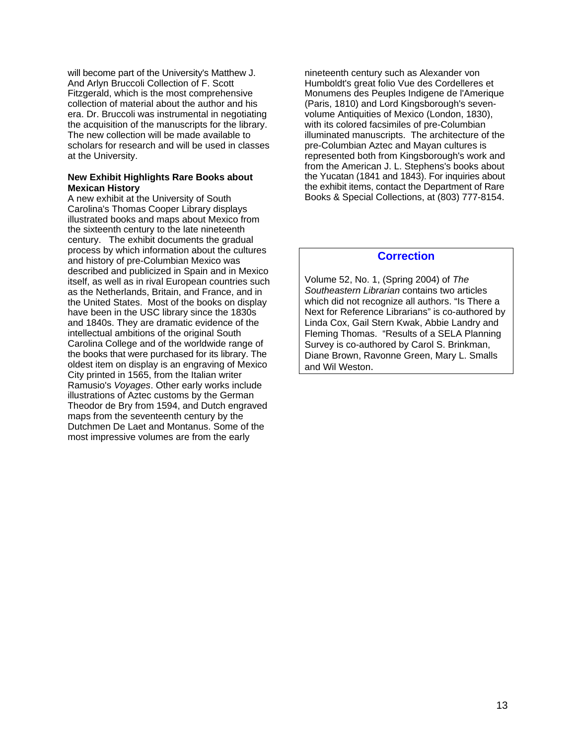will become part of the University's Matthew J. And Arlyn Bruccoli Collection of F. Scott Fitzgerald, which is the most comprehensive collection of material about the author and his era. Dr. Bruccoli was instrumental in negotiating the acquisition of the manuscripts for the library. The new collection will be made available to scholars for research and will be used in classes at the University.

**New Exhibit Highlights Rare Books about Mexican History**

A new exhibit at the University of South Carolina's Thomas Cooper Library displays illustrated books and maps about Mexico from the sixteenth century to the late nineteenth century. The exhibit documents the gradual process by which information about the cultures and history of pre-Columbian Mexico was described and publicized in Spain and in Mexico itself, as well as in rival European countries such as the Netherlands, Britain, and France, and in the United States. Most of the books on display have been in the USC library since the 1830s and 1840s. They are dramatic evidence of the intellectual ambitions of the original South Carolina College and of the worldwide range of the books that were purchased for its library. The oldest item on display is an engraving of Mexico City printed in 1565, from the Italian writer Ramusio's *Voyages*. Other early works include illustrations of Aztec customs by the German Theodor de Bry from 1594, and Dutch engraved maps from the seventeenth century by the Dutchmen De Laet and Montanus. Some of the most impressive volumes are from the early nineteenth century such as Alexander von Humboldt's great folio Vue des Cordelleres et Monumens des Peuples Indigene de l'Amerique (Paris, 1810) and Lord Kingsborough's seven-volume Antiquities of Mexico (London, 1830), with its colored facsimiles of pre-Columbian illuminated manuscripts. The architecture of the pre-Columbian Aztec and Mayan cultures is represented both from Kingsborough's work and from the American J. L. Stephens's books about the Yucatan (1841 and 1843). For inquiries about the exhibit items, contact the Department of Rare Books & Special Collections, at (803) 777-8154.

## Correction

Volume 52, No. 1, (Spring 2004) of *The Southeastern Librarian* contains two articles which did not recognize all authors. "Is There a Next for Reference Librarians" is co-authored by Linda Cox, Gail Stern Kwak, Abbie Landry and Fleming Thomas. "Results of a SELA Planning Survey is co-authored by Carol S. Brinkman, Diane Brown, Ravonne Green, Mary L. Smalls and Wil Weston.